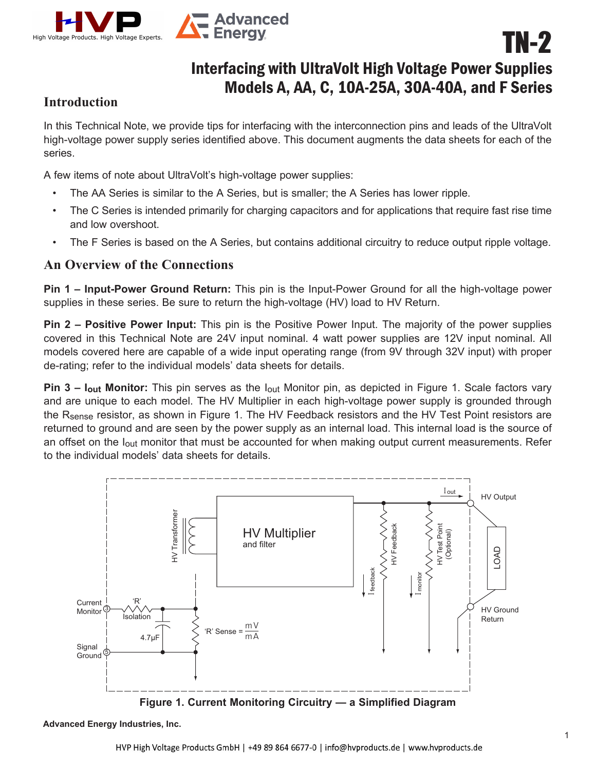# TN-2

## Interfacing with UltraVolt High Voltage Power Supplies Models A, AA, C, 10A-25A, 30A-40A, and F Series

## Introduction

In this Technical Note, we provide tips for interfacing with the interconnection pins and leads of the UltraVolt high-voltage power supply series identified above. This document augments the data sheets for each of the series.

A few items of note about UltraVolt's high-voltage power supplies:

- The AA Series is similar to the A Series, but is smaller; the A Series has lower ripple.
- The C Series is intended primarily for charging capacitors and for applications that require fast rise time and low overshoot.
- The F Series is based on the A Series, but contains additional circuitry to reduce output ripple voltage.

## An Overview of the Connections

**Pin 1 – Input-Power Ground Return:** This pin is the Input-Power Ground for all the high-voltage power supplies in these series. Be sure to return the high-voltage (HV) load to HV Return.

**Pin 2 – Positive Power Input:** This pin is the Positive Power Input. The majority of the power supplies covered in this Technical Note are 24V input nominal. 4 watt power supplies are 12V input nominal. All models covered here are capable of a wide input operating range (from 9V through 32V input) with proper de-rating; refer to the individual models' data sheets for details.

**Pin 3 – $I_{out}$ Monitor:** This pin serves as the $I_{out}$ Monitor pin, as depicted in Figure 1. Scale factors vary and are unique to each model. The HV Multiplier in each high-voltage power supply is grounded through the $R_{sense}$ resistor, as shown in Figure 1. The HV Feedback resistors and the HV Test Point resistors are returned to ground and are seen by the power supply as an internal load. This internal load is the source of an offset on the $I_{out}$ monitor that must be accounted for when making output current measurements. Refer to the individual models' data sheets for details.

**Figure 1. Current Monitoring Circuitry — a Simplified Diagram**

Advanced Energy Industries, Inc.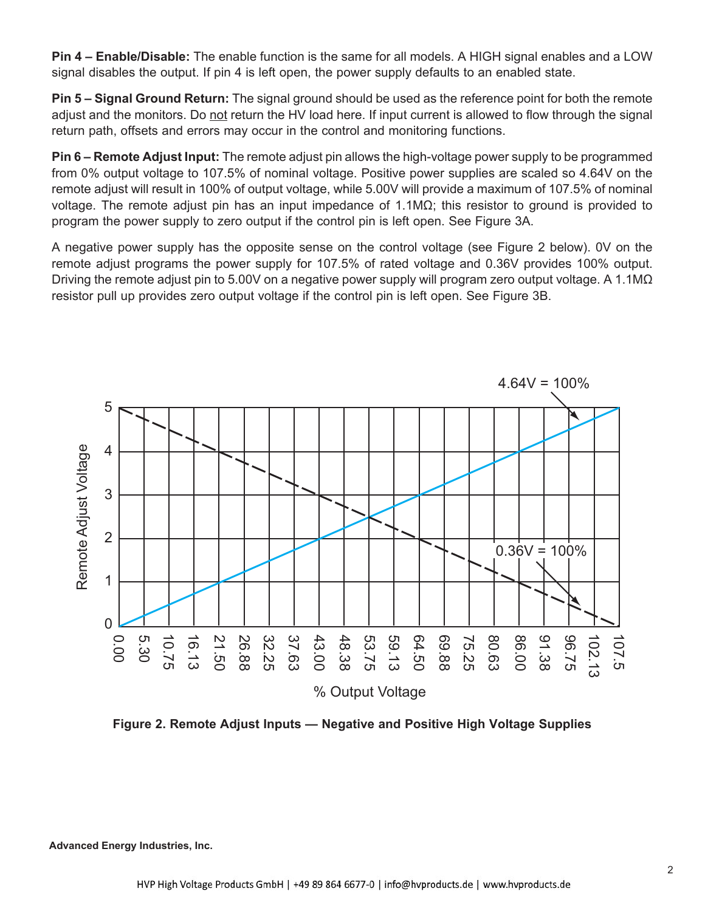**Pin 4 – Enable/Disable:** The enable function is the same for all models. A HIGH signal enables and a LOW signal disables the output. If pin 4 is left open, the power supply defaults to an enabled state.

**Pin 5 – Signal Ground Return:** The signal ground should be used as the reference point for both the remote adjust and the monitors. Do not return the HV load here. If input current is allowed to flow through the signal return path, offsets and errors may occur in the control and monitoring functions.

**Pin 6 – Remote Adjust Input:** The remote adjust pin allows the high-voltage power supply to be programmed from 0% output voltage to 107.5% of nominal voltage. Positive power supplies are scaled so 4.64V on the remote adjust will result in 100% of output voltage, while 5.00V will provide a maximum of 107.5% of nominal voltage. The remote adjust pin has an input impedance of 1.1MΩ; this resistor to ground is provided to program the power supply to zero output if the control pin is left open. See Figure 3A.

A negative power supply has the opposite sense on the control voltage (see Figure 2 below). 0V on the remote adjust programs the power supply for 107.5% of rated voltage and 0.36V provides 100% output. Driving the remote adjust pin to 5.00V on a negative power supply will program zero output voltage. A 1.1MΩ resistor pull up provides zero output voltage if the control pin is left open. See Figure 3B.

**Figure 2. Remote Adjust Inputs — Negative and Positive High Voltage Supplies**

**Advanced Energy Industries, Inc.**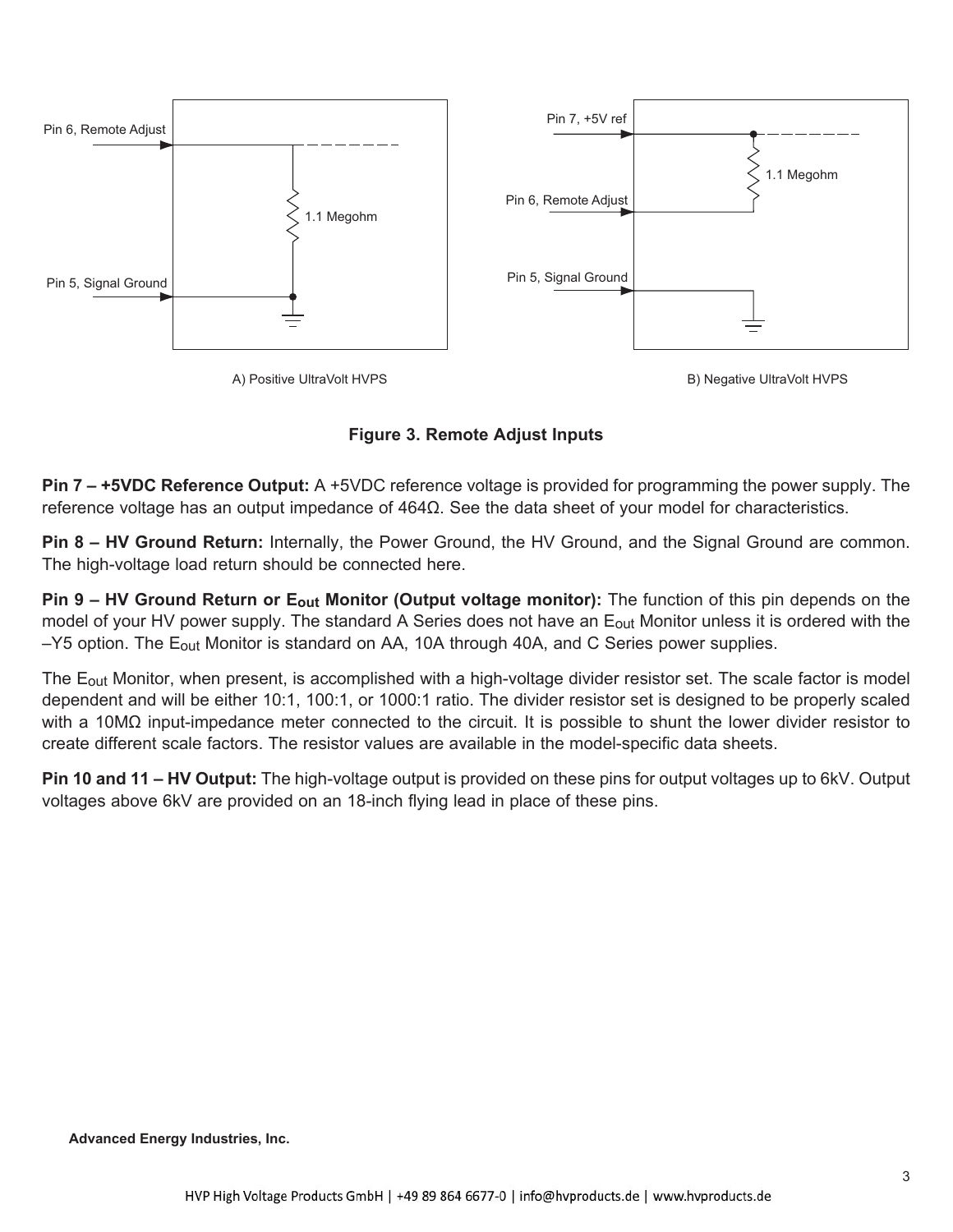Pin 6, Remote Adjust

1.1 Megohm

Pin 5, Signal Ground

A) Positive UltraVolt HVPS

Pin 7, +5V ref

1.1 Megohm

Pin 6, Remote Adjust

Pin 5, Signal Ground

B) Negative UltraVolt HVPS

**Figure 3. Remote Adjust Inputs**

**Pin 7 – +5VDC Reference Output:** A +5VDC reference voltage is provided for programming the power supply. The reference voltage has an output impedance of 464Ω. See the data sheet of your model for characteristics.

**Pin 8 – HV Ground Return:** Internally, the Power Ground, the HV Ground, and the Signal Ground are common. The high-voltage load return should be connected here.

**Pin 9 – HV Ground Return or $E_{out}$ Monitor (Output voltage monitor):** The function of this pin depends on the model of your HV power supply. The standard A Series does not have an $E_{out}$ Monitor unless it is ordered with the –Y5 option. The $E_{out}$ Monitor is standard on AA, 10A through 40A, and C Series power supplies.

The $E_{out}$ Monitor, when present, is accomplished with a high-voltage divider resistor set. The scale factor is model dependent and will be either 10:1, 100:1, or 1000:1 ratio. The divider resistor set is designed to be properly scaled with a 10MΩ input-impedance meter connected to the circuit. It is possible to shunt the lower divider resistor to create different scale factors. The resistor values are available in the model-specific data sheets.

**Pin 10 and 11 – HV Output:** The high-voltage output is provided on these pins for output voltages up to 6kV. Output voltages above 6kV are provided on an 18-inch flying lead in place of these pins.